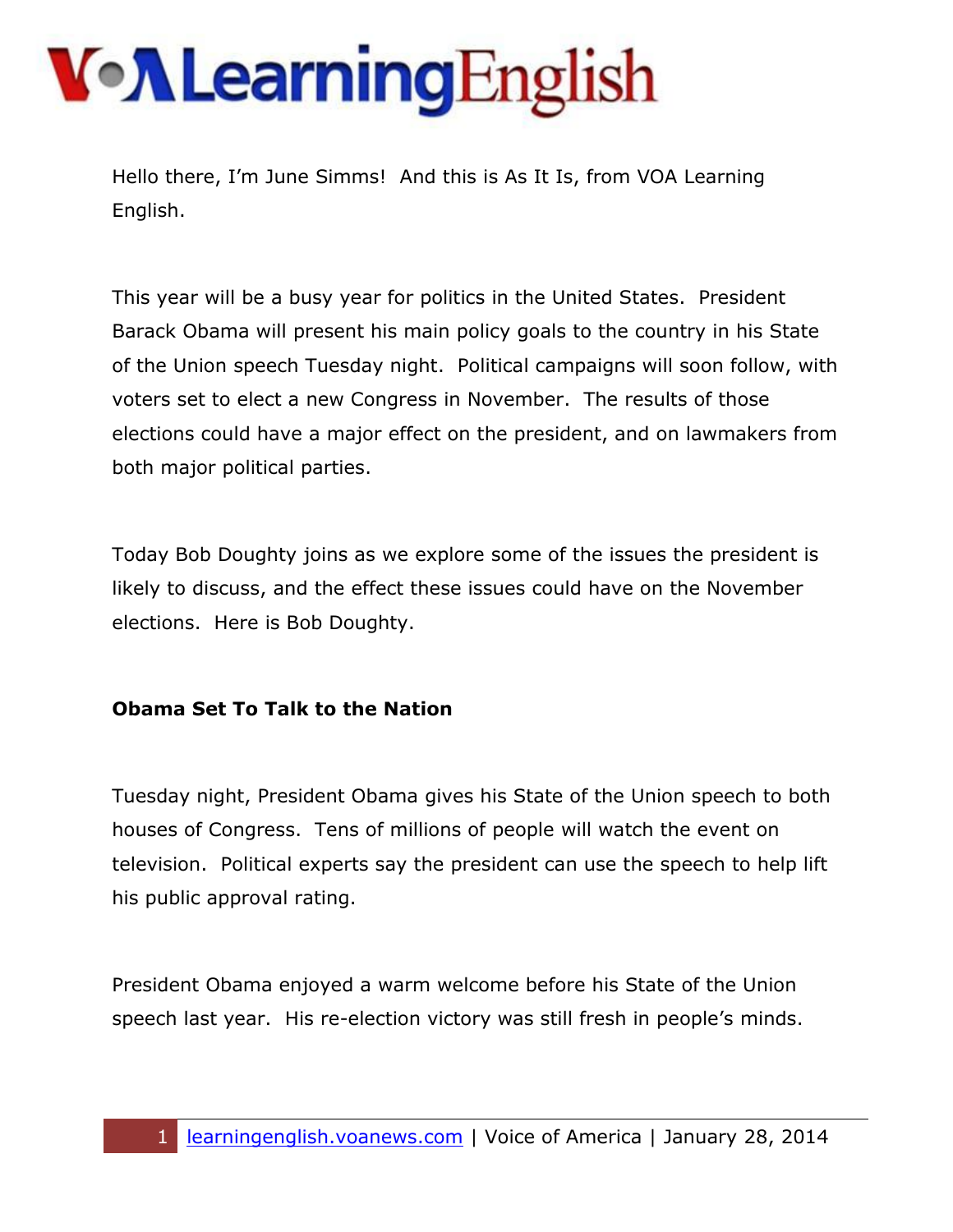Hello there, I'm June Simms! And this is As It Is, from VOA Learning English.

This year will be a busy year for politics in the United States. President Barack Obama will present his main policy goals to the country in his State of the Union speech Tuesday night. Political campaigns will soon follow, with voters set to elect a new Congress in November. The results of those elections could have a major effect on the president, and on lawmakers from both major political parties.

Today Bob Doughty joins as we explore some of the issues the president is likely to discuss, and the effect these issues could have on the November elections. Here is Bob Doughty.

**Obama Set To Talk to the Nation**

Tuesday night, President Obama gives his State of the Union speech to both houses of Congress. Tens of millions of people will watch the event on television. Political experts say the president can use the speech to help lift his public approval rating.

President Obama enjoyed a warm welcome before his State of the Union speech last year. His re-election victory was still fresh in people's minds.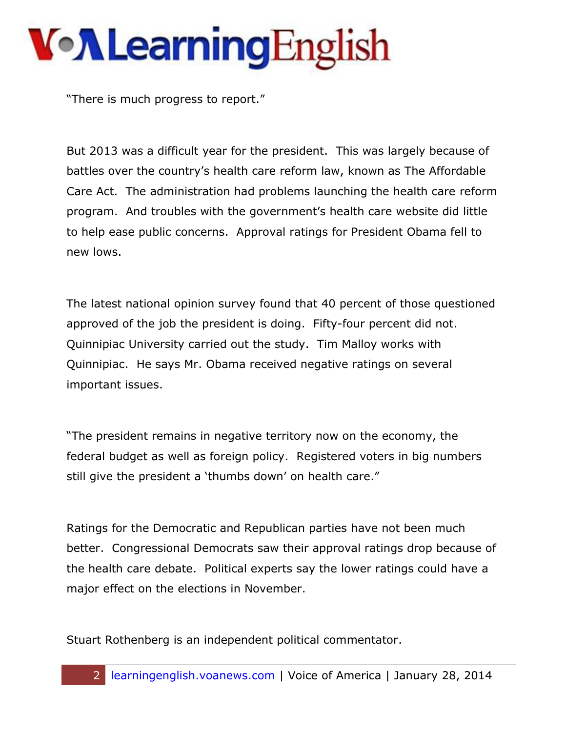"There is much progress to report."

But 2013 was a difficult year for the president. This was largely because of battles over the country's health care reform law, known as The Affordable Care Act. The administration had problems launching the health care reform program. And troubles with the government's health care website did little to help ease public concerns. Approval ratings for President Obama fell to new lows.

The latest national opinion survey found that 40 percent of those questioned approved of the job the president is doing. Fifty-four percent did not. Quinnipiac University carried out the study. Tim Malloy works with Quinnipiac. He says Mr. Obama received negative ratings on several important issues.

"The president remains in negative territory now on the economy, the federal budget as well as foreign policy. Registered voters in big numbers still give the president a 'thumbs down' on health care."

Ratings for the Democratic and Republican parties have not been much better. Congressional Democrats saw their approval ratings drop because of the health care debate. Political experts say the lower ratings could have a major effect on the elections in November.

Stuart Rothenberg is an independent political commentator.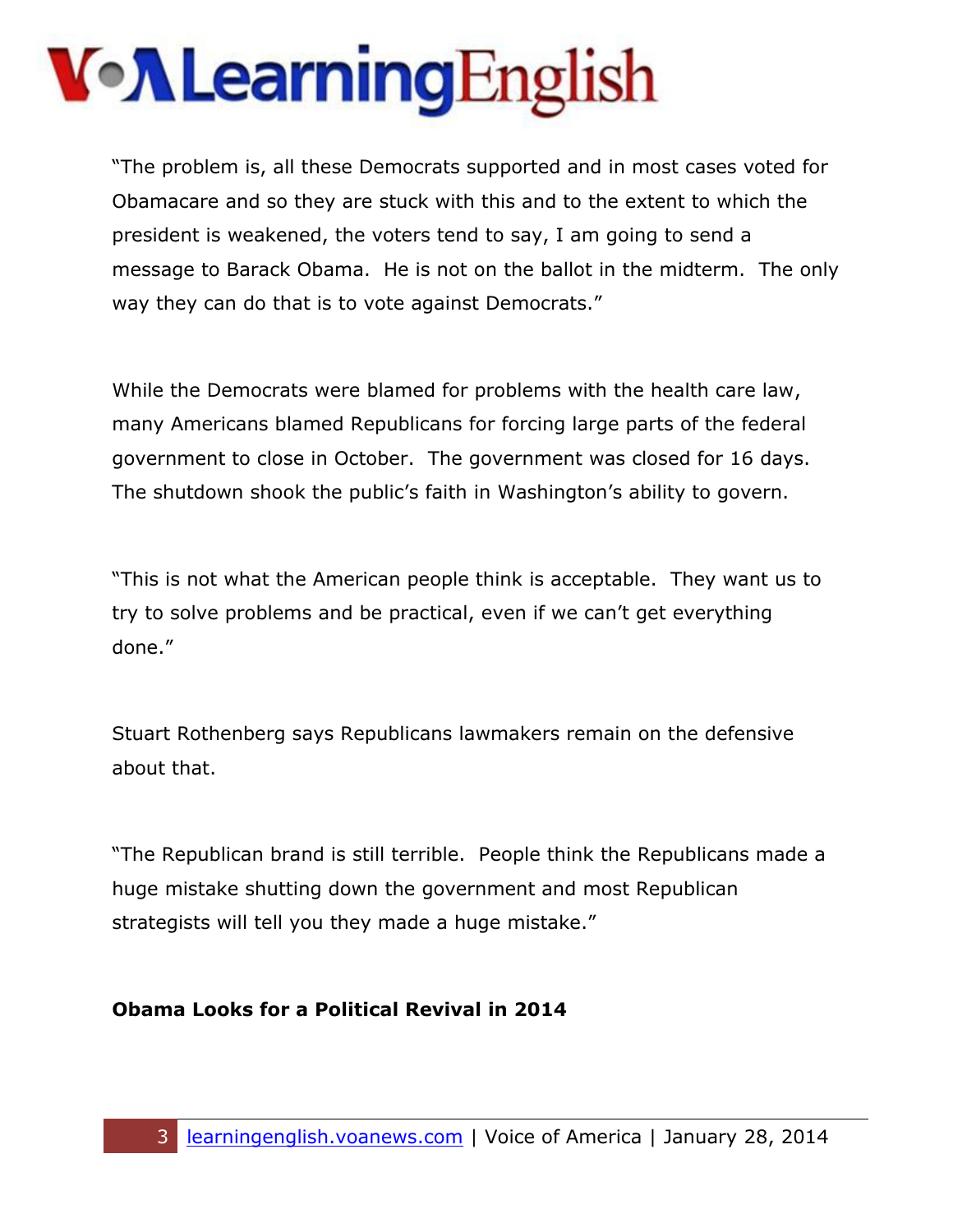"The problem is, all these Democrats supported and in most cases voted for Obamacare and so they are stuck with this and to the extent to which the president is weakened, the voters tend to say, I am going to send a message to Barack Obama. He is not on the ballot in the midterm. The only way they can do that is to vote against Democrats."

While the Democrats were blamed for problems with the health care law, many Americans blamed Republicans for forcing large parts of the federal government to close in October. The government was closed for 16 days. The shutdown shook the public's faith in Washington's ability to govern.

"This is not what the American people think is acceptable. They want us to try to solve problems and be practical, even if we can't get everything done."

Stuart Rothenberg says Republicans lawmakers remain on the defensive about that.

"The Republican brand is still terrible. People think the Republicans made a huge mistake shutting down the government and most Republican strategists will tell you they made a huge mistake."

**Obama Looks for a Political Revival in 2014**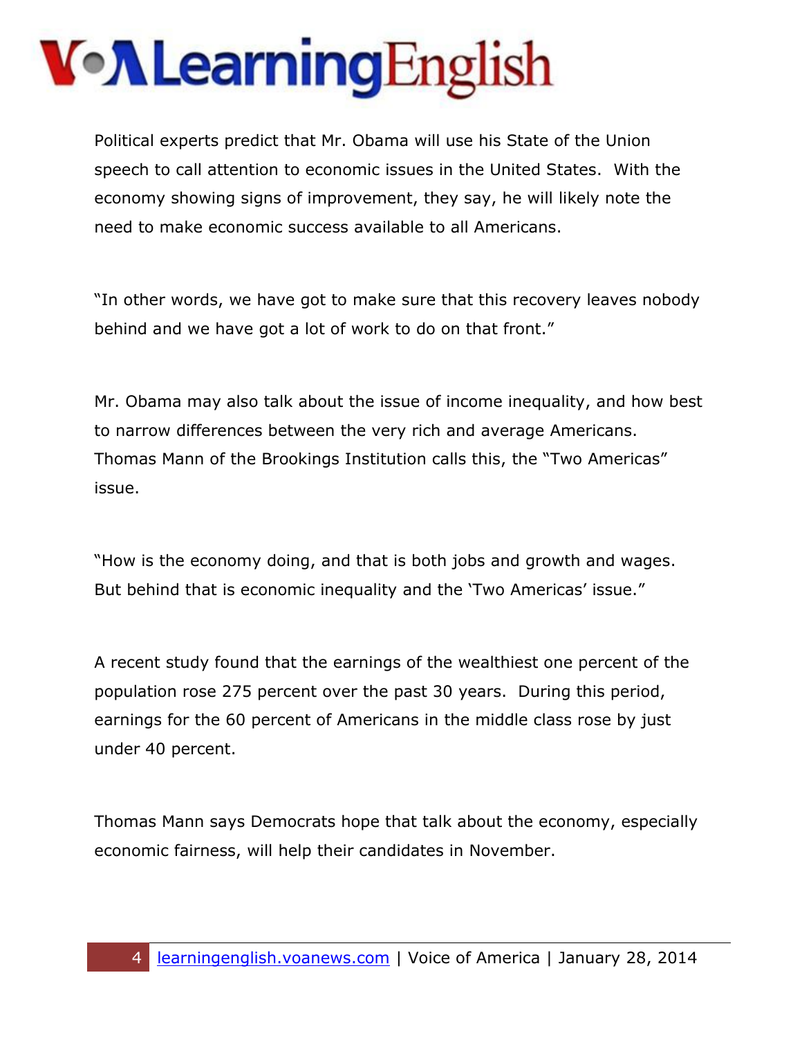Political experts predict that Mr. Obama will use his State of the Union speech to call attention to economic issues in the United States. With the economy showing signs of improvement, they say, he will likely note the need to make economic success available to all Americans.

"In other words, we have got to make sure that this recovery leaves nobody behind and we have got a lot of work to do on that front."

Mr. Obama may also talk about the issue of income inequality, and how best to narrow differences between the very rich and average Americans. Thomas Mann of the Brookings Institution calls this, the "Two Americas" issue.

"How is the economy doing, and that is both jobs and growth and wages. But behind that is economic inequality and the 'Two Americas' issue."

A recent study found that the earnings of the wealthiest one percent of the population rose 275 percent over the past 30 years. During this period, earnings for the 60 percent of Americans in the middle class rose by just under 40 percent.

Thomas Mann says Democrats hope that talk about the economy, especially economic fairness, will help their candidates in November.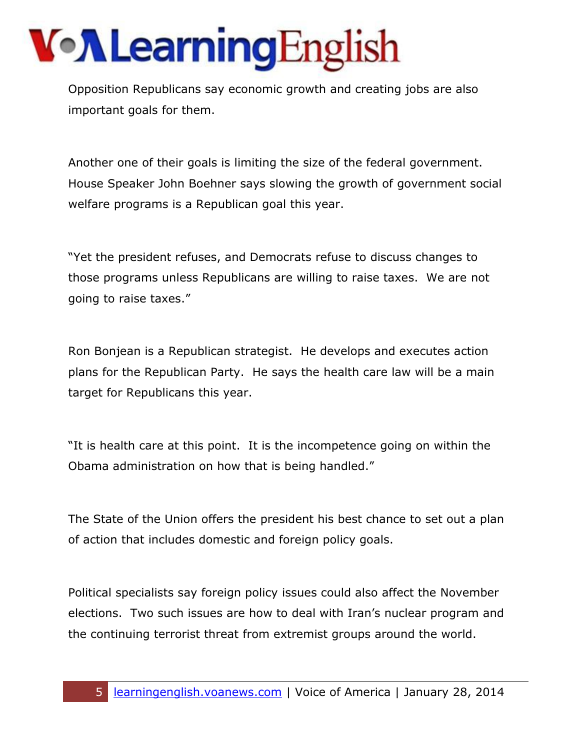Opposition Republicans say economic growth and creating jobs are also important goals for them.

Another one of their goals is limiting the size of the federal government. House Speaker John Boehner says slowing the growth of government social welfare programs is a Republican goal this year.

"Yet the president refuses, and Democrats refuse to discuss changes to those programs unless Republicans are willing to raise taxes. We are not going to raise taxes."

Ron Bonjean is a Republican strategist. He develops and executes action plans for the Republican Party. He says the health care law will be a main target for Republicans this year.

"It is health care at this point. It is the incompetence going on within the Obama administration on how that is being handled."

The State of the Union offers the president his best chance to set out a plan of action that includes domestic and foreign policy goals.

Political specialists say foreign policy issues could also affect the November elections. Two such issues are how to deal with Iran's nuclear program and the continuing terrorist threat from extremist groups around the world.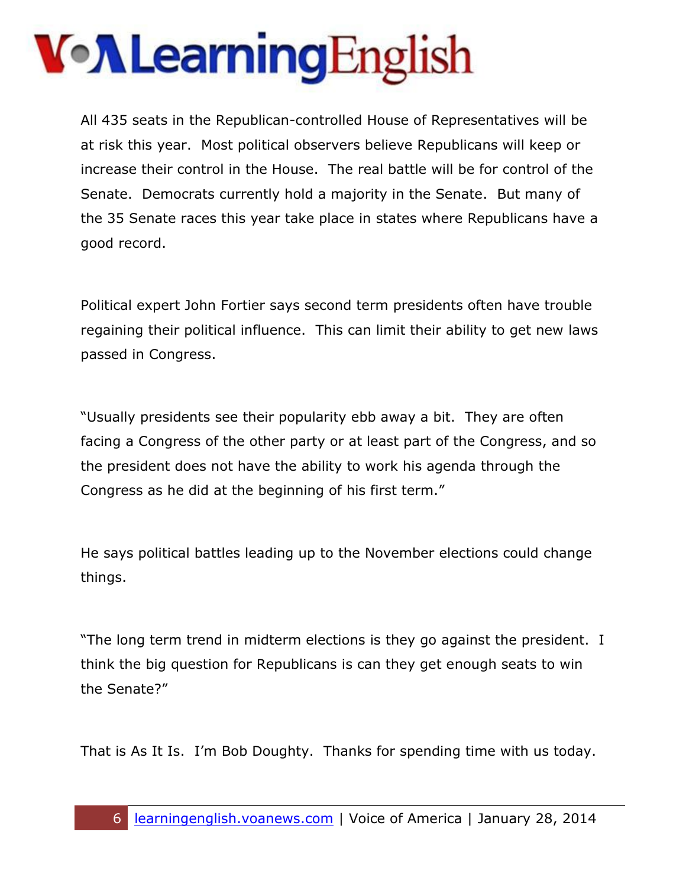All 435 seats in the Republican-controlled House of Representatives will be at risk this year. Most political observers believe Republicans will keep or increase their control in the House. The real battle will be for control of the Senate. Democrats currently hold a majority in the Senate. But many of the 35 Senate races this year take place in states where Republicans have a good record.

Political expert John Fortier says second term presidents often have trouble regaining their political influence. This can limit their ability to get new laws passed in Congress.

"Usually presidents see their popularity ebb away a bit. They are often facing a Congress of the other party or at least part of the Congress, and so the president does not have the ability to work his agenda through the Congress as he did at the beginning of his first term."

He says political battles leading up to the November elections could change things.

"The long term trend in midterm elections is they go against the president. I think the big question for Republicans is can they get enough seats to win the Senate?"

That is As It Is. I'm Bob Doughty. Thanks for spending time with us today.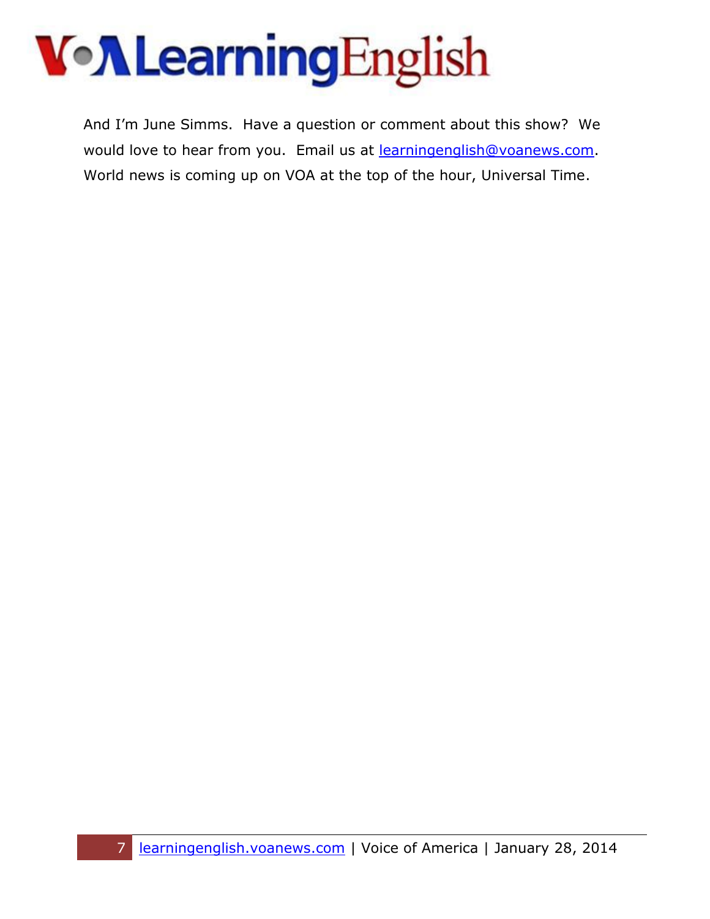And I'm June Simms. Have a question or comment about this show? We would love to hear from you. Email us at learningenglish@voanews.com. World news is coming up on VOA at the top of the hour, Universal Time.